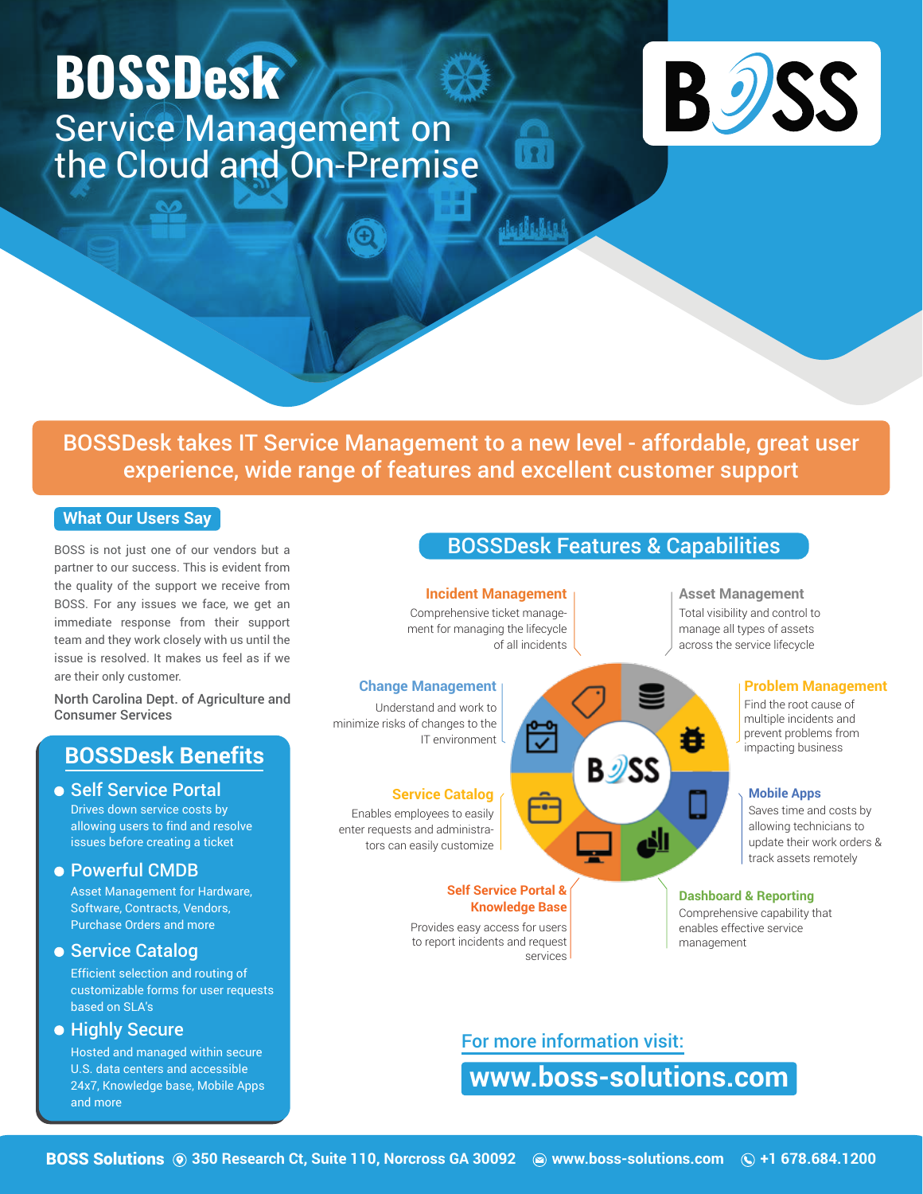# BOSSDesk

## Service Management on the Cloud and On-Premise

BOSSDesk takes IT Service Management to a new level - affordable, great user experience, wide range of features and excellent customer support

## What Our Users Say

BOSS is not just one of our vendors but a partner to our success. This is evident from the quality of the support we receive from BOSS. For any issues we face, we get an immediate response from their support team and they work closely with us until the issue is resolved. It makes us feel as if we are their only customer.

North Carolina Dept. of Agriculture and Consumer Services

## BOSSDesk Benefits

- **Self Service Portal**
  Drives down service costs by allowing users to find and resolve issues before creating a ticket
- **Powerful CMDB**
  Asset Management for Hardware, Software, Contracts, Vendors, Purchase Orders and more
- **Service Catalog**
  Efficient selection and routing of customizable forms for user requests based on SLA's
- **Highly Secure**
  Hosted and managed within secure U.S. data centers and accessible 24x7, Knowledge base, Mobile Apps and more

## BOSSDesk Features & Capabilities

**Incident Management**
Comprehensive ticket management for managing the lifecycle of all incidents

**Asset Management**
Total visibility and control to manage all types of assets across the service lifecycle

**Change Management**
Understand and work to minimize risks of changes to the IT environment

**Problem Management**
Find the root cause of multiple incidents and prevent problems from impacting business

**Service Catalog**
Enables employees to easily enter requests and administrators can easily customize

**Mobile Apps**
Saves time and costs by allowing technicians to update their work orders & track assets remotely

**Self Service Portal & Knowledge Base**
Provides easy access for users to report incidents and request services

**Dashboard & Reporting**
Comprehensive capability that enables effective service management

For more information visit:

**www.boss-solutions.com**

**BOSS Solutions** 350 Research Ct, Suite 110, Norcross GA 30092 www.boss-solutions.com +1 678.684.1200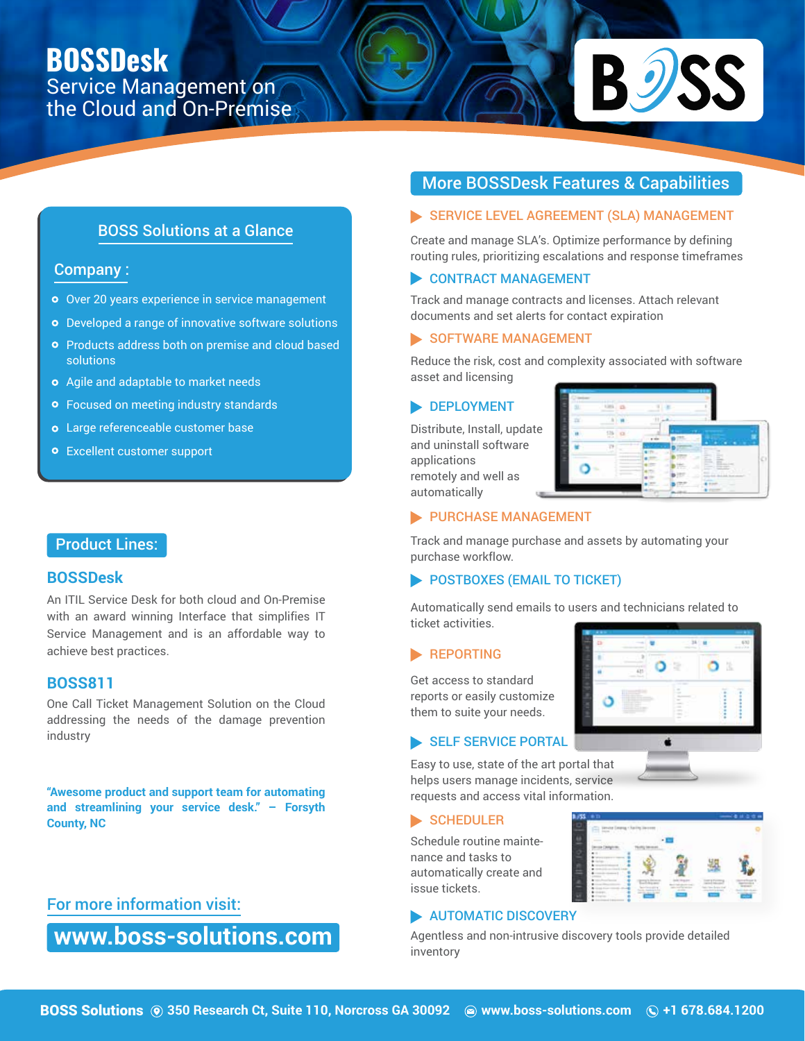# BOSSDesk

Service Management on the Cloud and On-Premise

## BOSS Solutions at a Glance

### Company :

- Over 20 years experience in service management
- Developed a range of innovative software solutions
- Products address both on premise and cloud based solutions
- Agile and adaptable to market needs
- Focused on meeting industry standards
- Large referenceable customer base
- Excellent customer support

## Product Lines:

### BOSSDesk

An ITIL Service Desk for both cloud and On-Premise with an award winning Interface that simplifies IT Service Management and is an affordable way to achieve best practices.

### BOSS811

One Call Ticket Management Solution on the Cloud addressing the needs of the damage prevention industry

**"Awesome product and support team for automating and streamlining your service desk." – Forsyth County, NC**

For more information visit:

**www.boss-solutions.com**

## More BOSSDesk Features & Capabilities

### SERVICE LEVEL AGREEMENT (SLA) MANAGEMENT

Create and manage SLA's. Optimize performance by defining routing rules, prioritizing escalations and response timeframes

### CONTRACT MANAGEMENT

Track and manage contracts and licenses. Attach relevant documents and set alerts for contact expiration

### SOFTWARE MANAGEMENT

Reduce the risk, cost and complexity associated with software asset and licensing

### DEPLOYMENT

Distribute, Install, update and uninstall software applications remotely and well as automatically

### PURCHASE MANAGEMENT

Track and manage purchase and assets by automating your purchase workflow.

### POSTBOXES (EMAIL TO TICKET)

Automatically send emails to users and technicians related to ticket activities.

### REPORTING

Get access to standard reports or easily customize them to suite your needs.

### SELF SERVICE PORTAL

Easy to use, state of the art portal that helps users manage incidents, service requests and access vital information.

### SCHEDULER

Schedule routine maintenance and tasks to automatically create and issue tickets.

### AUTOMATIC DISCOVERY

Agentless and non-intrusive discovery tools provide detailed inventory

**BOSS Solutions** 350 Research Ct, Suite 110, Norcross GA 30092 www.boss-solutions.com +1 678.684.1200